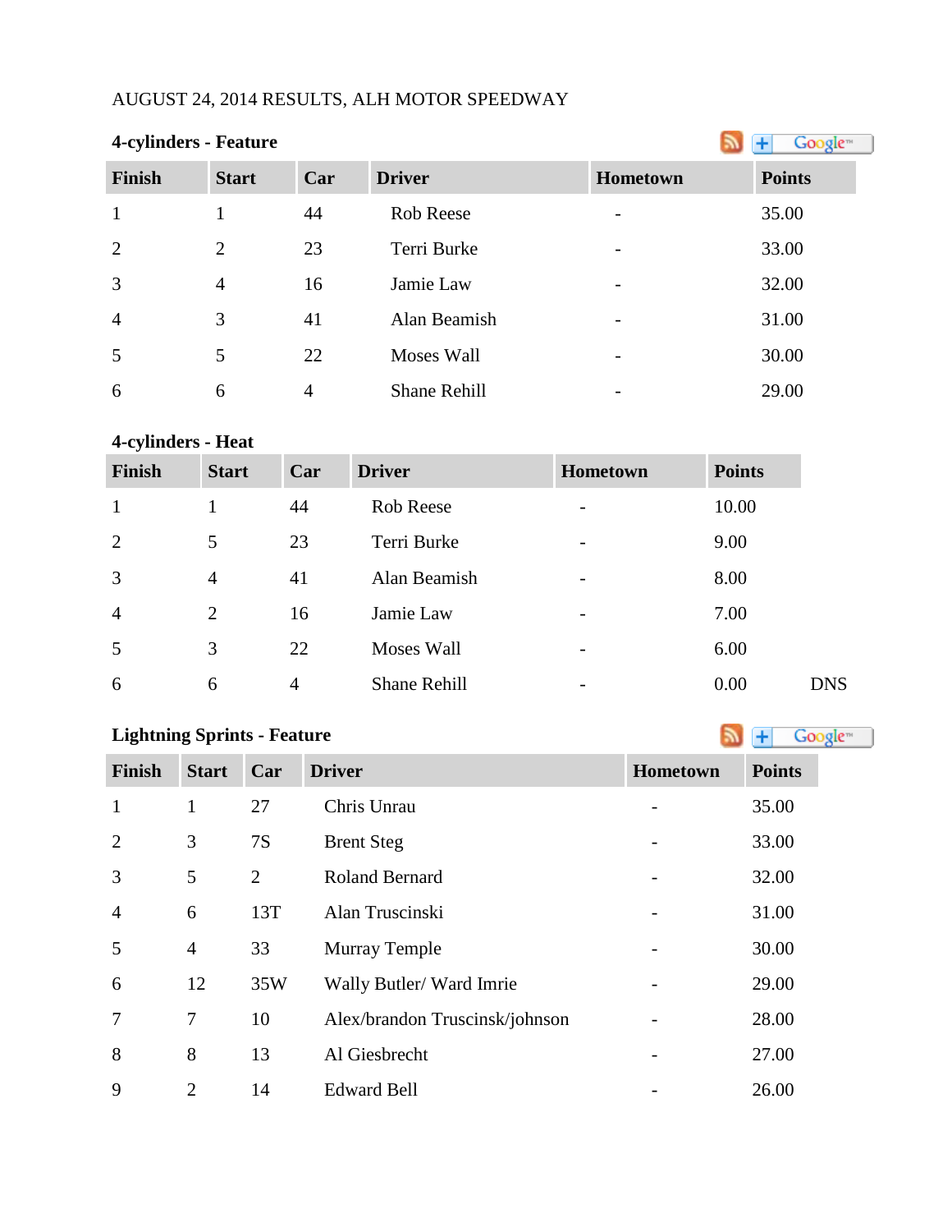AUGUST 24, 2014 RESULTS, ALH MOTOR SPEEDWAY

**4-cylinders - Feature**

| Finish | Start | Car | Driver | Hometown | Points |
|---|---|---|---|---|---|
| 1 | 1 | 44 | Rob Reese | - | 35.00 |
| 2 | 2 | 23 | Terri Burke | - | 33.00 |
| 3 | 4 | 16 | Jamie Law | - | 32.00 |
| 4 | 3 | 41 | Alan Beamish | - | 31.00 |
| 5 | 5 | 22 | Moses Wall | - | 30.00 |
| 6 | 6 | 4 | Shane Rehill | - | 29.00 |

**4-cylinders - Heat**

| Finish | Start | Car | Driver | Hometown | Points | |
|---|---|---|---|---|---|---|
| 1 | 1 | 44 | Rob Reese | - | 10.00 | |
| 2 | 5 | 23 | Terri Burke | - | 9.00 | |
| 3 | 4 | 41 | Alan Beamish | - | 8.00 | |
| 4 | 2 | 16 | Jamie Law | - | 7.00 | |
| 5 | 3 | 22 | Moses Wall | - | 6.00 | |
| 6 | 6 | 4 | Shane Rehill | - | 0.00 | DNS |

**Lightning Sprints - Feature**

| Finish | Start | Car | Driver | Hometown | Points |
|---|---|---|---|---|---|
| 1 | 1 | 27 | Chris Unrau | - | 35.00 |
| 2 | 3 | 7S | Brent Steg | - | 33.00 |
| 3 | 5 | 2 | Roland Bernard | - | 32.00 |
| 4 | 6 | 13T | Alan Truscinski | - | 31.00 |
| 5 | 4 | 33 | Murray Temple | - | 30.00 |
| 6 | 12 | 35W | Wally Butler/ Ward Imrie | - | 29.00 |
| 7 | 7 | 10 | Alex/brandon Truscinsk/johnson | - | 28.00 |
| 8 | 8 | 13 | Al Giesbrecht | - | 27.00 |
| 9 | 2 | 14 | Edward Bell | - | 26.00 |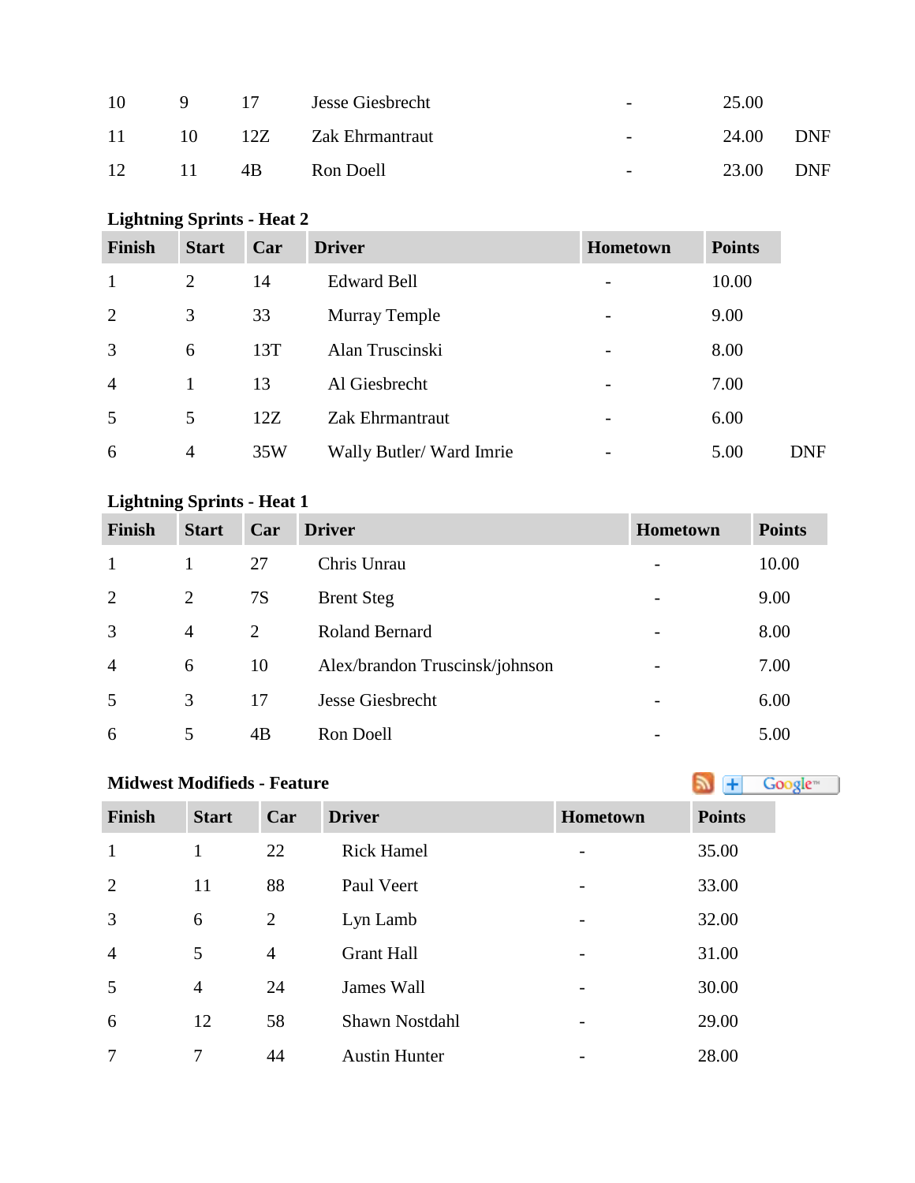| | | | | | | |
|---|---|---|---|---|---|---|
| 10 | 9 | 17 | Jesse Giesbrecht | - | 25.00 | |
| 11 | 10 | 12Z | Zak Ehrmantraut | - | 24.00 | DNF |
| 12 | 11 | 4B | Ron Doell | - | 23.00 | DNF |

**Lightning Sprints - Heat 2**

| Finish | Start | Car | Driver | Hometown | Points | |
|---|---|---|---|---|---|---|
| 1 | 2 | 14 | Edward Bell | - | 10.00 | |
| 2 | 3 | 33 | Murray Temple | - | 9.00 | |
| 3 | 6 | 13T | Alan Truscinski | - | 8.00 | |
| 4 | 1 | 13 | Al Giesbrecht | - | 7.00 | |
| 5 | 5 | 12Z | Zak Ehrmantraut | - | 6.00 | |
| 6 | 4 | 35W | Wally Butler/ Ward Imrie | - | 5.00 | DNF |

**Lightning Sprints - Heat 1**

| Finish | Start | Car | Driver | Hometown | Points |
|---|---|---|---|---|---|
| 1 | 1 | 27 | Chris Unrau | - | 10.00 |
| 2 | 2 | 7S | Brent Steg | - | 9.00 |
| 3 | 4 | 2 | Roland Bernard | - | 8.00 |
| 4 | 6 | 10 | Alex/brandon Truscinsk/johnson | - | 7.00 |
| 5 | 3 | 17 | Jesse Giesbrecht | - | 6.00 |
| 6 | 5 | 4B | Ron Doell | - | 5.00 |

**Midwest Modifieds - Feature**

| Finish | Start | Car | Driver | Hometown | Points |
|---|---|---|---|---|---|
| 1 | 1 | 22 | Rick Hamel | - | 35.00 |
| 2 | 11 | 88 | Paul Veert | - | 33.00 |
| 3 | 6 | 2 | Lyn Lamb | - | 32.00 |
| 4 | 5 | 4 | Grant Hall | - | 31.00 |
| 5 | 4 | 24 | James Wall | - | 30.00 |
| 6 | 12 | 58 | Shawn Nostdahl | - | 29.00 |
| 7 | 7 | 44 | Austin Hunter | - | 28.00 |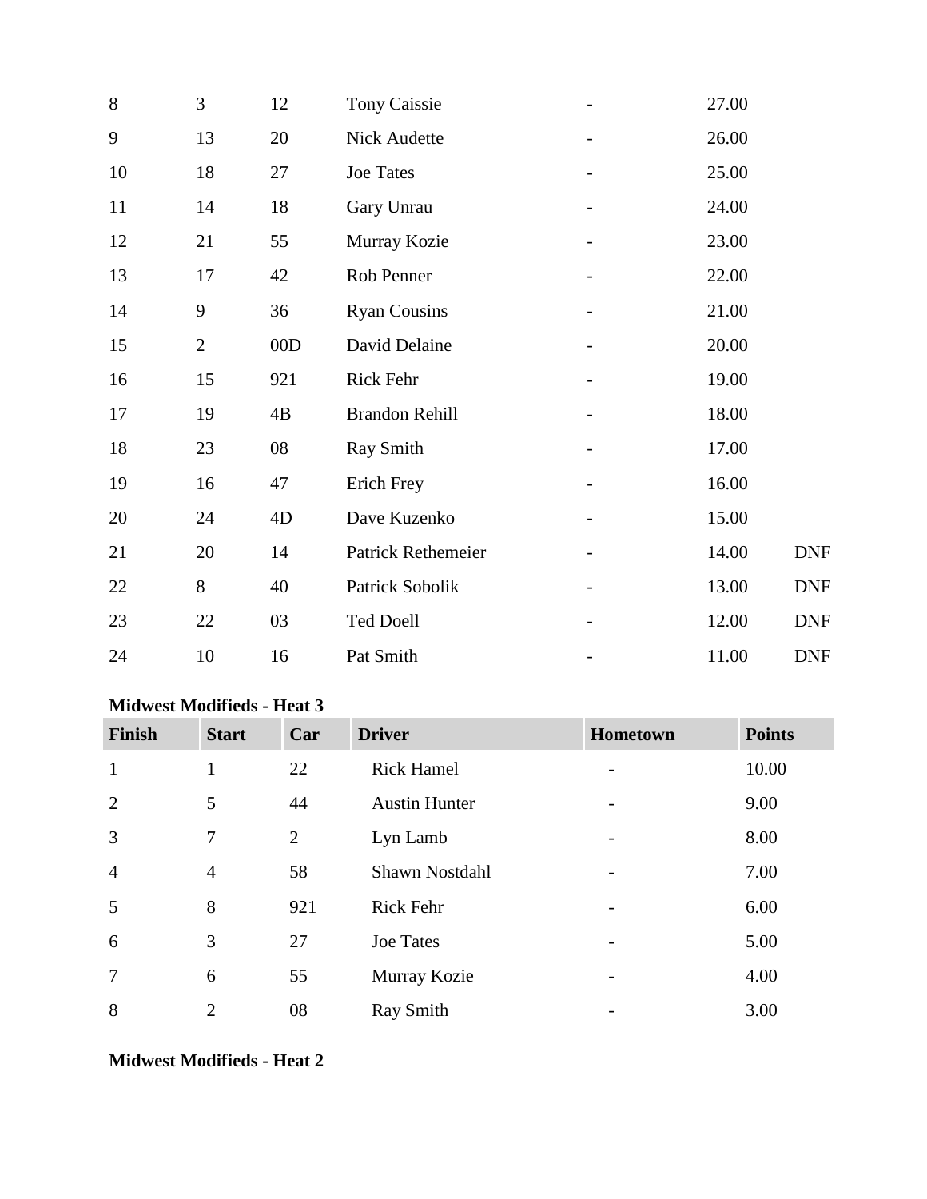| | | | | | | |
|---|---|---|---|---|---|---|
| 8 | 3 | 12 | Tony Caissie | - | 27.00 | |
| 9 | 13 | 20 | Nick Audette | - | 26.00 | |
| 10 | 18 | 27 | Joe Tates | - | 25.00 | |
| 11 | 14 | 18 | Gary Unrau | - | 24.00 | |
| 12 | 21 | 55 | Murray Kozie | - | 23.00 | |
| 13 | 17 | 42 | Rob Penner | - | 22.00 | |
| 14 | 9 | 36 | Ryan Cousins | - | 21.00 | |
| 15 | 2 | 00D | David Delaine | - | 20.00 | |
| 16 | 15 | 921 | Rick Fehr | - | 19.00 | |
| 17 | 19 | 4B | Brandon Rehill | - | 18.00 | |
| 18 | 23 | 08 | Ray Smith | - | 17.00 | |
| 19 | 16 | 47 | Erich Frey | - | 16.00 | |
| 20 | 24 | 4D | Dave Kuzenko | - | 15.00 | |
| 21 | 20 | 14 | Patrick Rethemeier | - | 14.00 | DNF |
| 22 | 8 | 40 | Patrick Sobolik | - | 13.00 | DNF |
| 23 | 22 | 03 | Ted Doell | - | 12.00 | DNF |
| 24 | 10 | 16 | Pat Smith | - | 11.00 | DNF |

**Midwest Modifieds - Heat 3**

| Finish | Start | Car | Driver | Hometown | Points |
|---|---|---|---|---|---|
| 1 | 1 | 22 | Rick Hamel | - | 10.00 |
| 2 | 5 | 44 | Austin Hunter | - | 9.00 |
| 3 | 7 | 2 | Lyn Lamb | - | 8.00 |
| 4 | 4 | 58 | Shawn Nostdahl | - | 7.00 |
| 5 | 8 | 921 | Rick Fehr | - | 6.00 |
| 6 | 3 | 27 | Joe Tates | - | 5.00 |
| 7 | 6 | 55 | Murray Kozie | - | 4.00 |
| 8 | 2 | 08 | Ray Smith | - | 3.00 |

**Midwest Modifieds - Heat 2**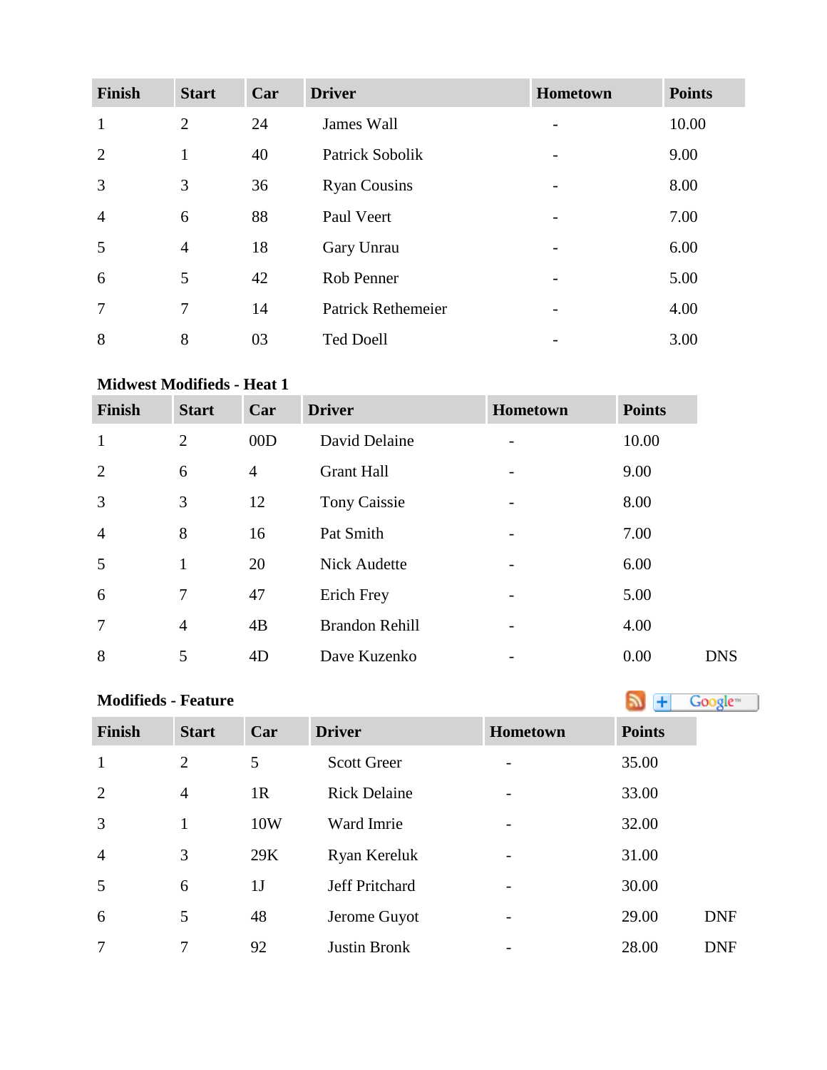| Finish | Start | Car | Driver | Hometown | Points |
|---|---|---|---|---|---|
| 1 | 2 | 24 | James Wall | - | 10.00 |
| 2 | 1 | 40 | Patrick Sobolik | - | 9.00 |
| 3 | 3 | 36 | Ryan Cousins | - | 8.00 |
| 4 | 6 | 88 | Paul Veert | - | 7.00 |
| 5 | 4 | 18 | Gary Unrau | - | 6.00 |
| 6 | 5 | 42 | Rob Penner | - | 5.00 |
| 7 | 7 | 14 | Patrick Rethemeier | - | 4.00 |
| 8 | 8 | 03 | Ted Doell | - | 3.00 |

**Midwest Modifieds - Heat 1**

| Finish | Start | Car | Driver | Hometown | Points | |
|---|---|---|---|---|---|---|
| 1 | 2 | 00D | David Delaine | - | 10.00 | |
| 2 | 6 | 4 | Grant Hall | - | 9.00 | |
| 3 | 3 | 12 | Tony Caissie | - | 8.00 | |
| 4 | 8 | 16 | Pat Smith | - | 7.00 | |
| 5 | 1 | 20 | Nick Audette | - | 6.00 | |
| 6 | 7 | 47 | Erich Frey | - | 5.00 | |
| 7 | 4 | 4B | Brandon Rehill | - | 4.00 | |
| 8 | 5 | 4D | Dave Kuzenko | - | 0.00 | DNS |

**Modifieds - Feature**

| Finish | Start | Car | Driver | Hometown | Points | |
|---|---|---|---|---|---|---|
| 1 | 2 | 5 | Scott Greer | - | 35.00 | |
| 2 | 4 | 1R | Rick Delaine | - | 33.00 | |
| 3 | 1 | 10W | Ward Imrie | - | 32.00 | |
| 4 | 3 | 29K | Ryan Kereluk | - | 31.00 | |
| 5 | 6 | 1J | Jeff Pritchard | - | 30.00 | |
| 6 | 5 | 48 | Jerome Guyot | - | 29.00 | DNF |
| 7 | 7 | 92 | Justin Bronk | - | 28.00 | DNF |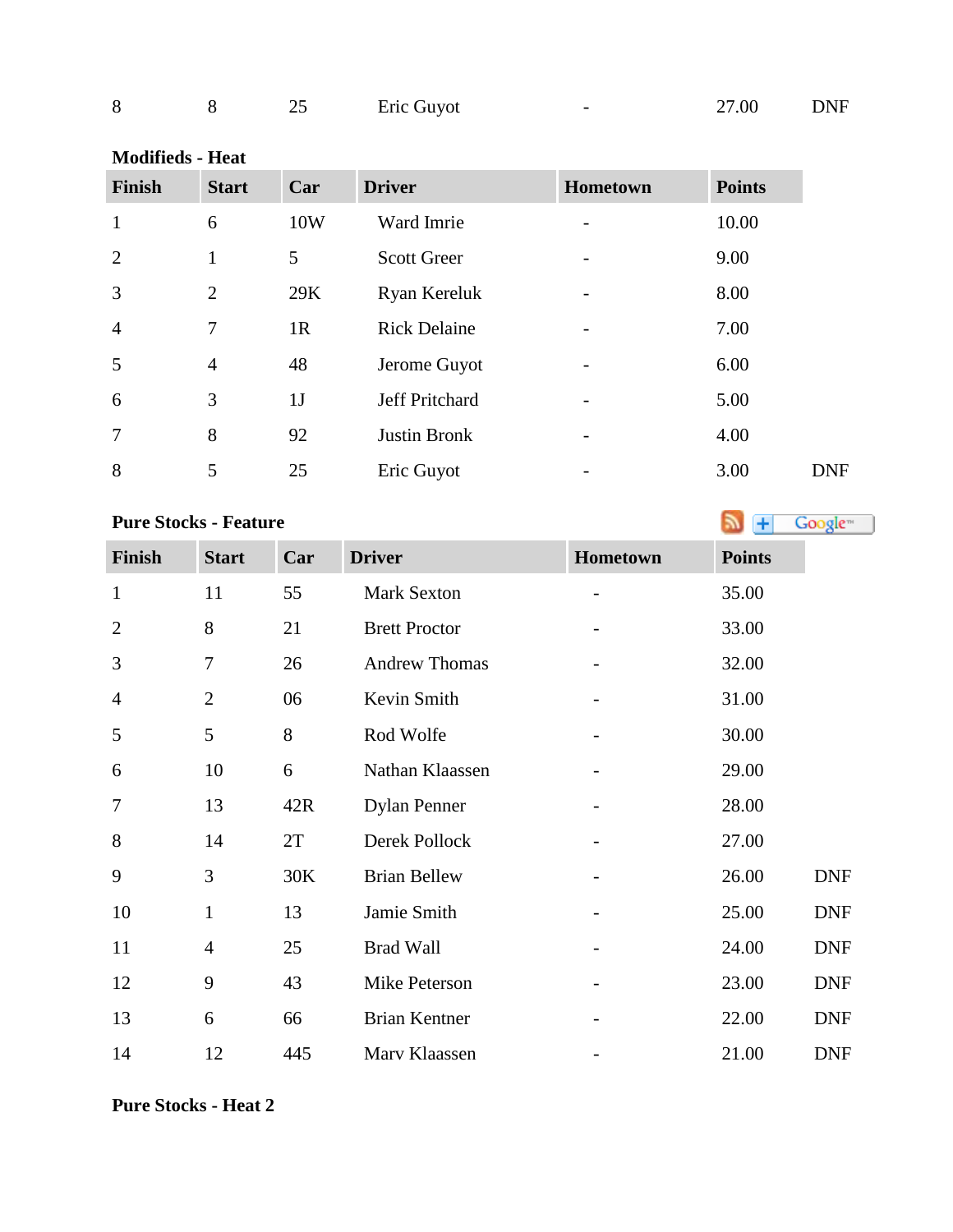| 8 | 8 | 25 | Eric Guyot | - | 27.00 | DNF |
|---|---|---|---|---|---|---|

**Modifieds - Heat**

| Finish | Start | Car | Driver | Hometown | Points | |
|---|---|---|---|---|---|---|
| 1 | 6 | 10W | Ward Imrie | - | 10.00 | |
| 2 | 1 | 5 | Scott Greer | - | 9.00 | |
| 3 | 2 | 29K | Ryan Kereluk | - | 8.00 | |
| 4 | 7 | 1R | Rick Delaine | - | 7.00 | |
| 5 | 4 | 48 | Jerome Guyot | - | 6.00 | |
| 6 | 3 | 1J | Jeff Pritchard | - | 5.00 | |
| 7 | 8 | 92 | Justin Bronk | - | 4.00 | |
| 8 | 5 | 25 | Eric Guyot | - | 3.00 | DNF |

**Pure Stocks - Feature**

| Finish | Start | Car | Driver | Hometown | Points | |
|---|---|---|---|---|---|---|
| 1 | 11 | 55 | Mark Sexton | - | 35.00 | |
| 2 | 8 | 21 | Brett Proctor | - | 33.00 | |
| 3 | 7 | 26 | Andrew Thomas | - | 32.00 | |
| 4 | 2 | 06 | Kevin Smith | - | 31.00 | |
| 5 | 5 | 8 | Rod Wolfe | - | 30.00 | |
| 6 | 10 | 6 | Nathan Klaassen | - | 29.00 | |
| 7 | 13 | 42R | Dylan Penner | - | 28.00 | |
| 8 | 14 | 2T | Derek Pollock | - | 27.00 | |
| 9 | 3 | 30K | Brian Bellew | - | 26.00 | DNF |
| 10 | 1 | 13 | Jamie Smith | - | 25.00 | DNF |
| 11 | 4 | 25 | Brad Wall | - | 24.00 | DNF |
| 12 | 9 | 43 | Mike Peterson | - | 23.00 | DNF |
| 13 | 6 | 66 | Brian Kentner | - | 22.00 | DNF |
| 14 | 12 | 445 | Marv Klaassen | - | 21.00 | DNF |

**Pure Stocks - Heat 2**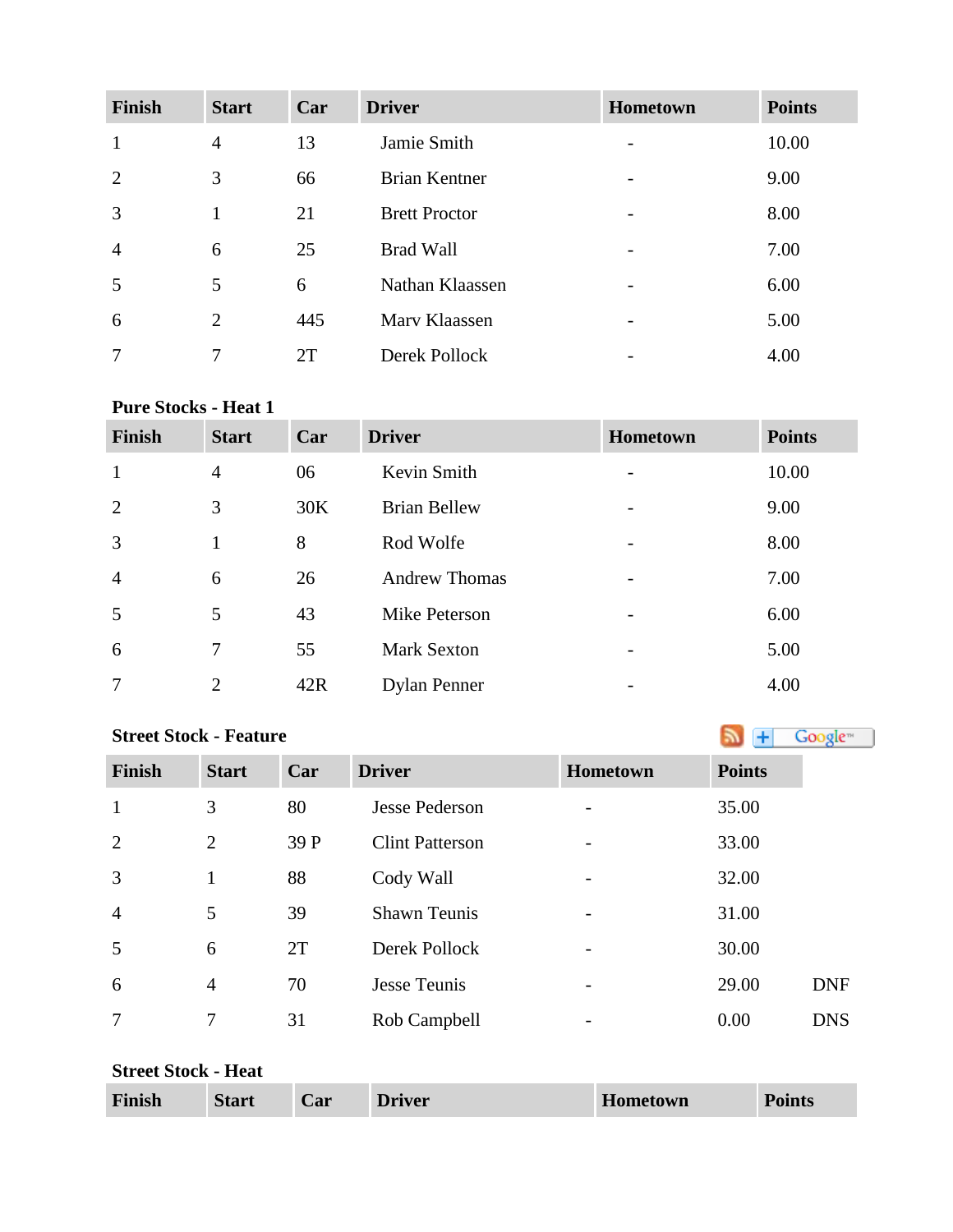| Finish | Start | Car | Driver | Hometown | Points |
|---|---|---|---|---|---|
| 1 | 4 | 13 | Jamie Smith | - | 10.00 |
| 2 | 3 | 66 | Brian Kentner | - | 9.00 |
| 3 | 1 | 21 | Brett Proctor | - | 8.00 |
| 4 | 6 | 25 | Brad Wall | - | 7.00 |
| 5 | 5 | 6 | Nathan Klaassen | - | 6.00 |
| 6 | 2 | 445 | Marv Klaassen | - | 5.00 |
| 7 | 7 | 2T | Derek Pollock | - | 4.00 |

**Pure Stocks - Heat 1**

| Finish | Start | Car | Driver | Hometown | Points |
|---|---|---|---|---|---|
| 1 | 4 | 06 | Kevin Smith | - | 10.00 |
| 2 | 3 | 30K | Brian Bellew | - | 9.00 |
| 3 | 1 | 8 | Rod Wolfe | - | 8.00 |
| 4 | 6 | 26 | Andrew Thomas | - | 7.00 |
| 5 | 5 | 43 | Mike Peterson | - | 6.00 |
| 6 | 7 | 55 | Mark Sexton | - | 5.00 |
| 7 | 2 | 42R | Dylan Penner | - | 4.00 |

**Street Stock - Feature**

| Finish | Start | Car | Driver | Hometown | Points | |
|---|---|---|---|---|---|---|
| 1 | 3 | 80 | Jesse Pederson | - | 35.00 | |
| 2 | 2 | 39 P | Clint Patterson | - | 33.00 | |
| 3 | 1 | 88 | Cody Wall | - | 32.00 | |
| 4 | 5 | 39 | Shawn Teunis | - | 31.00 | |
| 5 | 6 | 2T | Derek Pollock | - | 30.00 | |
| 6 | 4 | 70 | Jesse Teunis | - | 29.00 | DNF |
| 7 | 7 | 31 | Rob Campbell | - | 0.00 | DNS |

**Street Stock - Heat**

| Finish | Start | Car | Driver | Hometown | Points |
|---|---|---|---|---|---|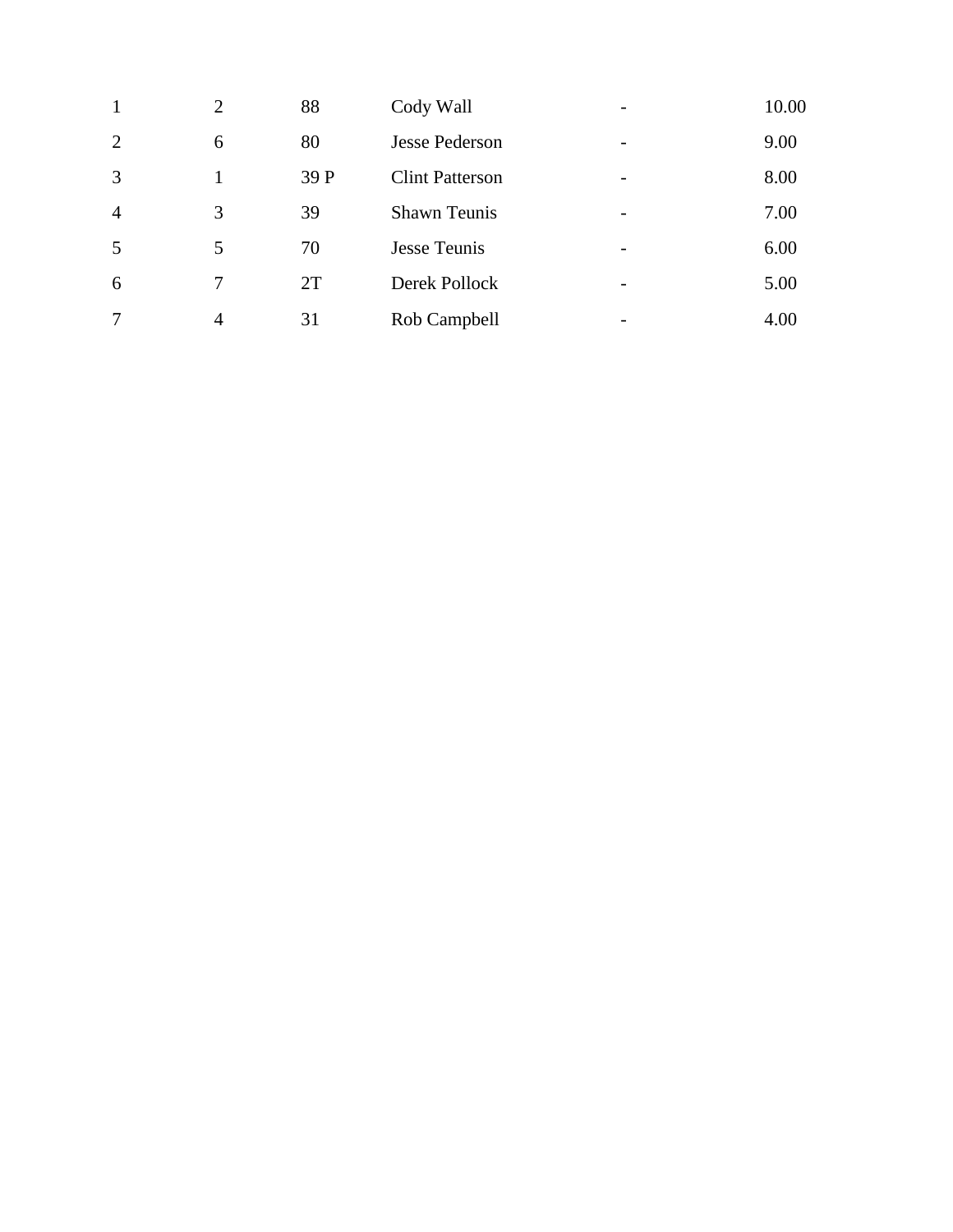| | | | | | |
|---|---|---|---|---|---|
| 1 | 2 | 88 | Cody Wall | - | 10.00 |
| 2 | 6 | 80 | Jesse Pederson | - | 9.00 |
| 3 | 1 | 39 P | Clint Patterson | - | 8.00 |
| 4 | 3 | 39 | Shawn Teunis | - | 7.00 |
| 5 | 5 | 70 | Jesse Teunis | - | 6.00 |
| 6 | 7 | 2T | Derek Pollock | - | 5.00 |
| 7 | 4 | 31 | Rob Campbell | - | 4.00 |